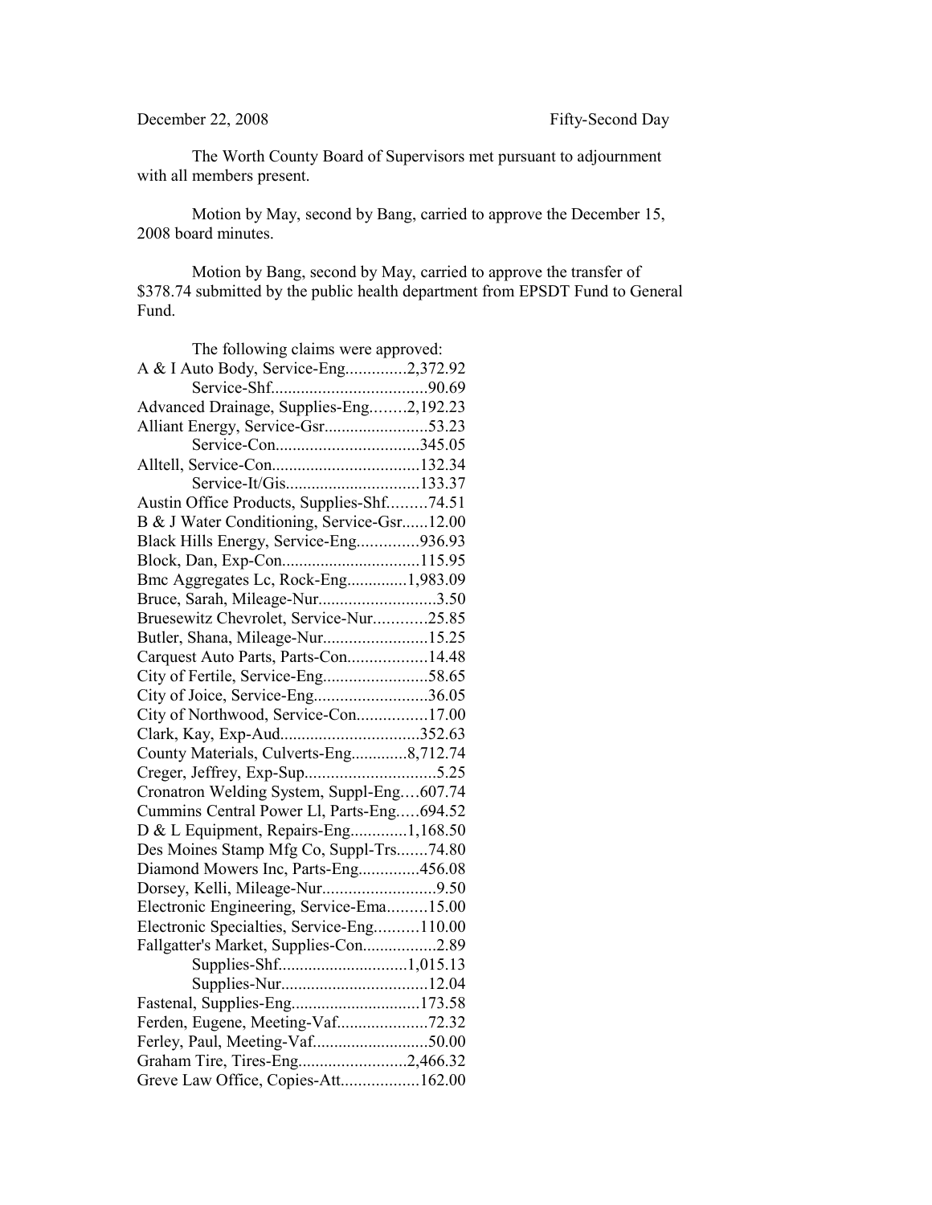December 22, 2008 Fifty-Second Day

The Worth County Board of Supervisors met pursuant to adjournment with all members present.

Motion by May, second by Bang, carried to approve the December 15, 2008 board minutes.

Motion by Bang, second by May, carried to approve the transfer of $378.74 submitted by the public health department from EPSDT Fund to General Fund.

The following claims were approved:

A & I Auto Body, Service-Eng..............2,372.92
Service-Shf....................................90.69
Advanced Drainage, Supplies-Eng........2,192.23
Alliant Energy, Service-Gsr........................53.23
Service-Con.................................345.05
Alltell, Service-Con..................................132.34
Service-It/Gis...............................133.37
Austin Office Products, Supplies-Shf.........74.51
B & J Water Conditioning, Service-Gsr......12.00
Black Hills Energy, Service-Eng..............936.93
Block, Dan, Exp-Con................................115.95
Bmc Aggregates Lc, Rock-Eng..............1,983.09
Bruce, Sarah, Mileage-Nur...........................3.50
Bruesewitz Chevrolet, Service-Nur............25.85
Butler, Shana, Mileage-Nur........................15.25
Carquest Auto Parts, Parts-Con..................14.48
City of Fertile, Service-Eng........................58.65
City of Joice, Service-Eng..........................36.05
City of Northwood, Service-Con................17.00
Clark, Kay, Exp-Aud................................352.63
County Materials, Culverts-Eng.............8,712.74
Creger, Jeffrey, Exp-Sup..............................5.25
Cronatron Welding System, Suppl-Eng....607.74
Cummins Central Power Ll, Parts-Eng.....694.52
D & L Equipment, Repairs-Eng.............1,168.50
Des Moines Stamp Mfg Co, Suppl-Trs.......74.80
Diamond Mowers Inc, Parts-Eng..............456.08
Dorsey, Kelli, Mileage-Nur..........................9.50
Electronic Engineering, Service-Ema.........15.00
Electronic Specialties, Service-Eng..........110.00
Fallgatter's Market, Supplies-Con.................2.89
Supplies-Shf.............................1,015.13
Supplies-Nur..................................12.04
Fastenal, Supplies-Eng.............................173.58
Ferden, Eugene, Meeting-Vaf.....................72.32
Ferley, Paul, Meeting-Vaf...........................50.00
Graham Tire, Tires-Eng.........................2,466.32
Greve Law Office, Copies-Att..................162.00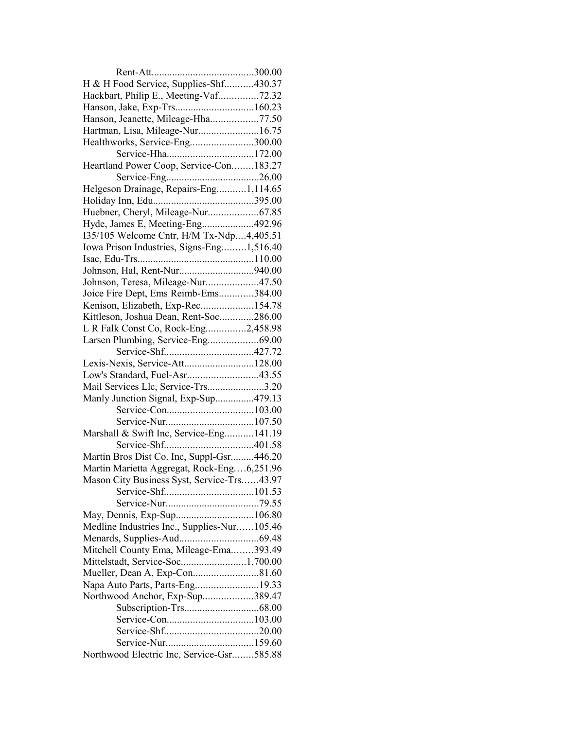Rent-Att.......................................300.00
H & H Food Service, Supplies-Shf...........430.37
Hackbart, Philip E., Meeting-Vaf...............72.32
Hanson, Jake, Exp-Trs..............................160.23
Hanson, Jeanette, Mileage-Hha..................77.50
Hartman, Lisa, Mileage-Nur.......................16.75
Healthworks, Service-Eng........................300.00
Service-Hha.................................172.00
Heartland Power Coop, Service-Con........183.27
Service-Eng...................................26.00
Helgeson Drainage, Repairs-Eng...........1,114.65
Holiday Inn, Edu......................................395.00
Huebner, Cheryl, Mileage-Nur...................67.85
Hyde, James E, Meeting-Eng....................492.96
I35/105 Welcome Cntr, H/M Tx-Ndp....4,405.51
Iowa Prison Industries, Signs-Eng.........1,516.40
Isac, Edu-Trs............................................110.00
Johnson, Hal, Rent-Nur............................940.00
Johnson, Teresa, Mileage-Nur....................47.50
Joice Fire Dept, Ems Reimb-Ems.............384.00
Kenison, Elizabeth, Exp-Rec....................154.78
Kittleson, Joshua Dean, Rent-Soc............286.00
L R Falk Const Co, Rock-Eng...............2,458.98
Larsen Plumbing, Service-Eng...................69.00
Service-Shf..................................427.72
Lexis-Nexis, Service-Att..........................128.00
Low's Standard, Fuel-Asr...........................43.55
Mail Services Llc, Service-Trs......................3.20
Manly Junction Signal, Exp-Sup..............479.13
Service-Con.................................103.00
Service-Nur..................................107.50
Marshall & Swift Inc, Service-Eng...........141.19
Service-Shf..................................401.58
Martin Bros Dist Co. Inc, Suppl-Gsr.........446.20
Martin Marietta Aggregat, Rock-Eng....6,251.96
Mason City Business Syst, Service-Trs......43.97
Service-Shf..................................101.53
Service-Nur...................................79.55
May, Dennis, Exp-Sup..............................106.80
Medline Industries Inc., Supplies-Nur......105.46
Menards, Supplies-Aud..............................69.48
Mitchell County Ema, Mileage-Ema........393.49
Mittelstadt, Service-Soc.........................1,700.00
Mueller, Dean A, Exp-Con.........................81.60
Napa Auto Parts, Parts-Eng........................19.33
Northwood Anchor, Exp-Sup...................389.47
Subscription-Trs............................68.00
Service-Con.................................103.00
Service-Shf...................................20.00
Service-Nur..................................159.60
Northwood Electric Inc, Service-Gsr........585.88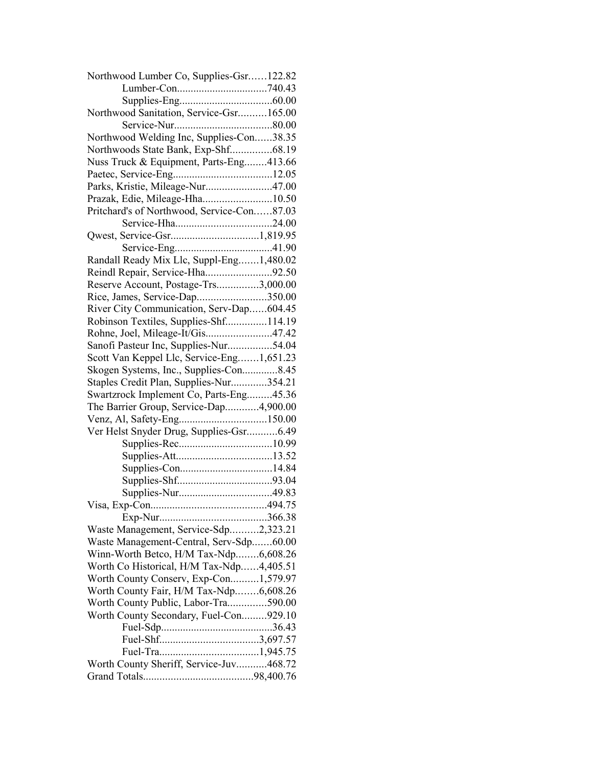Northwood Lumber Co, Supplies-Gsr……122.82
Lumber-Con.................................740.43
Supplies-Eng..................................60.00
Northwood Sanitation, Service-Gsr..........165.00
Service-Nur....................................80.00
Northwood Welding Inc, Supplies-Con......38.35
Northwoods State Bank, Exp-Shf...............68.19
Nuss Truck & Equipment, Parts-Eng........413.66
Paetec, Service-Eng....................................12.05
Parks, Kristie, Mileage-Nur........................47.00
Prazak, Edie, Mileage-Hha.........................10.50
Pritchard's of Northwood, Service-Con......87.03
Service-Hha...................................24.00
Qwest, Service-Gsr................................1,819.95
Service-Eng...................................41.90
Randall Ready Mix Llc, Suppl-Eng.......1,480.02
Reindl Repair, Service-Hha........................92.50
Reserve Account, Postage-Trs...............3,000.00
Rice, James, Service-Dap.........................350.00
River City Communication, Serv-Dap......604.45
Robinson Textiles, Supplies-Shf...............114.19
Rohne, Joel, Mileage-It/Gis........................47.42
Sanofi Pasteur Inc, Supplies-Nur................54.04
Scott Van Keppel Llc, Service-Eng.......1,651.23
Skogen Systems, Inc., Supplies-Con.............8.45
Staples Credit Plan, Supplies-Nur.............354.21
Swartzrock Implement Co, Parts-Eng.........45.36
The Barrier Group, Service-Dap............4,900.00
Venz, Al, Safety-Eng................................150.00
Ver Helst Snyder Drug, Supplies-Gsr...........6.49
Supplies-Rec..................................10.99
Supplies-Att...................................13.52
Supplies-Con..................................14.84
Supplies-Shf...................................93.04
Supplies-Nur..................................49.83
Visa, Exp-Con..........................................494.75
Exp-Nur.......................................366.38
Waste Management, Service-Sdp..........2,323.21
Waste Management-Central, Serv-Sdp.......60.00
Winn-Worth Betco, H/M Tax-Ndp........6,608.26
Worth Co Historical, H/M Tax-Ndp......4,405.51
Worth County Conserv, Exp-Con..........1,579.97
Worth County Fair, H/M Tax-Ndp........6,608.26
Worth County Public, Labor-Tra..............590.00
Worth County Secondary, Fuel-Con.........929.10
Fuel-Sdp........................................36.43
Fuel-Shf....................................3,697.57
Fuel-Tra....................................1,945.75
Worth County Sheriff, Service-Juv...........468.72
Grand Totals.......................................98,400.76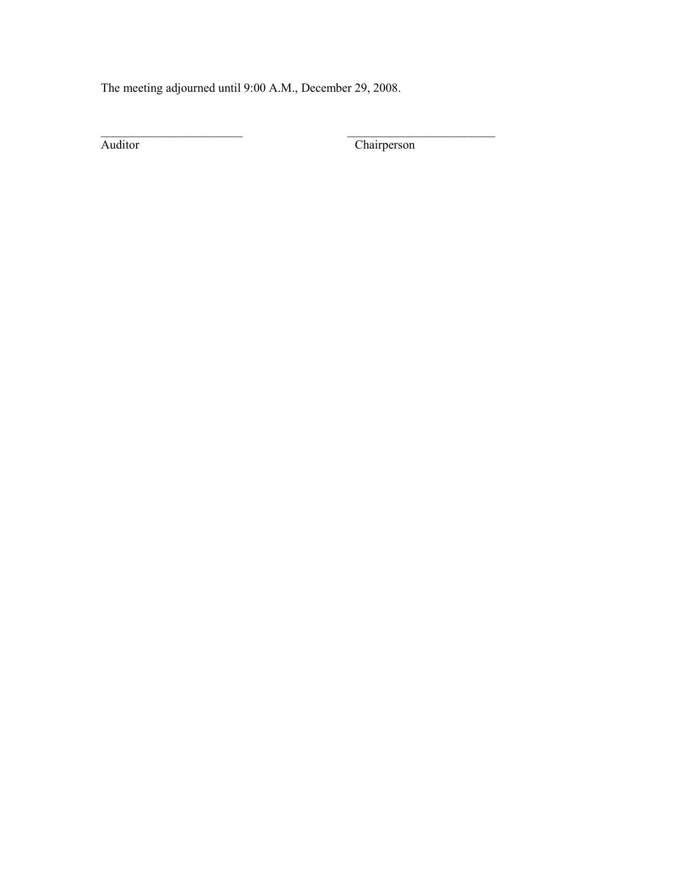The meeting adjourned until 9:00 A.M., December 29, 2008.

________________________ ________________________

Auditor Chairperson